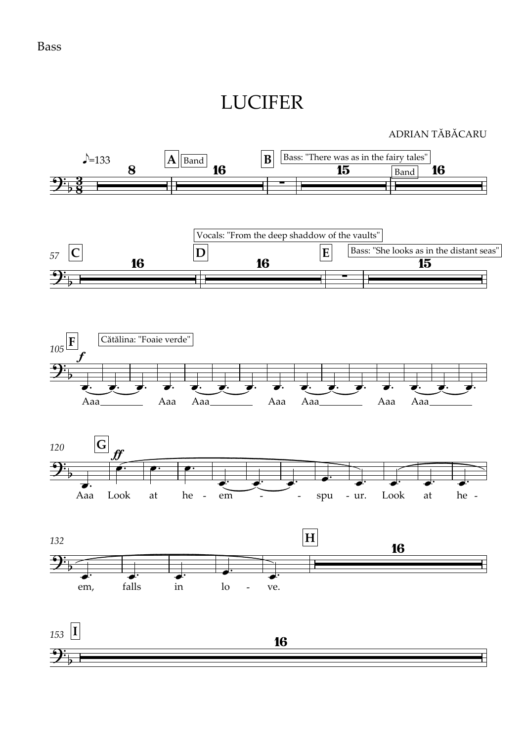Bass

# LUCIFER

ADRIAN TĂBĂCARU

♪=133

A — Band

B — Bass: "There was as in the fairy tales"

Band

57 C

D — Vocals: "From the deep shadow of the vaults"

E — Bass: "She looks as in the distant seas"

105 F — Cătălina: "Foaie verde"

*f*

Aaa___ Aaa Aaa___ Aaa Aaa___ Aaa Aaa___

120 G

*ff*

Aaa Look at he - em - - spu - ur. Look at he -

132

em, falls in lo - ve.

H

153 I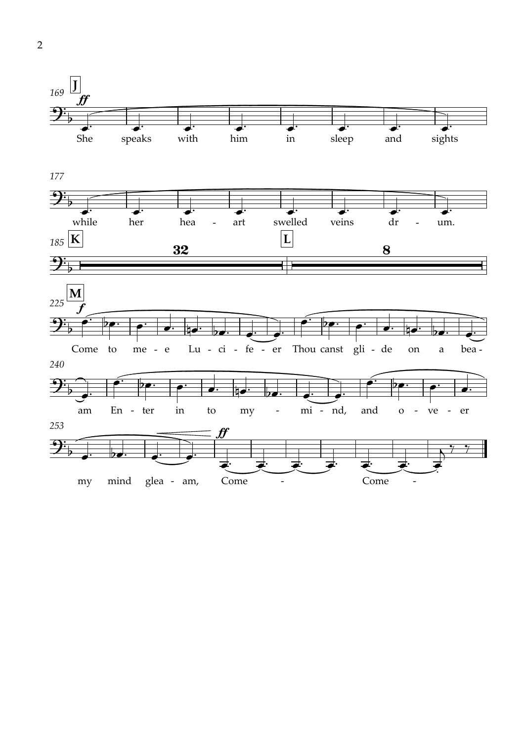169 **J** *ff*

She speaks with him in sleep and sights

177

while her hea - art swelled veins dr - um.

185 **K** 32 **L** 8

225 **M** *f*

Come to me - e Lu - ci - fe - er Thou canst gli - de on a bea -

240

am En - ter in to my - mi - nd, and o - ve - er

253 *ff*

my mind glea - am, Come - Come -